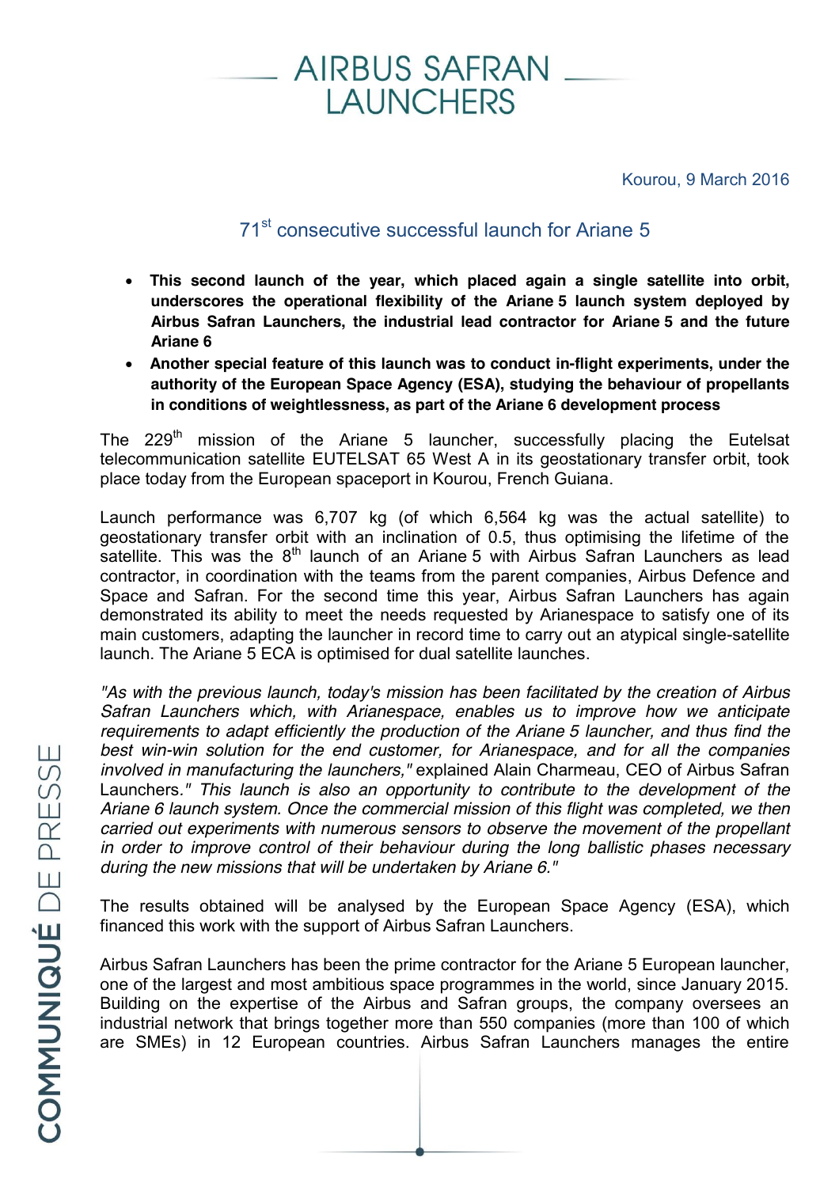AIRBUS SAFRAN LAUNCHERS

Kourou, 9 March 2016

# 71st consecutive successful launch for Ariane 5

- **This second launch of the year, which placed again a single satellite into orbit, underscores the operational flexibility of the Ariane 5 launch system deployed by Airbus Safran Launchers, the industrial lead contractor for Ariane 5 and the future Ariane 6**
- **Another special feature of this launch was to conduct in-flight experiments, under the authority of the European Space Agency (ESA), studying the behaviour of propellants in conditions of weightlessness, as part of the Ariane 6 development process**

The 229th mission of the Ariane 5 launcher, successfully placing the Eutelsat telecommunication satellite EUTELSAT 65 West A in its geostationary transfer orbit, took place today from the European spaceport in Kourou, French Guiana.

Launch performance was 6,707 kg (of which 6,564 kg was the actual satellite) to geostationary transfer orbit with an inclination of 0.5, thus optimising the lifetime of the satellite. This was the 8th launch of an Ariane 5 with Airbus Safran Launchers as lead contractor, in coordination with the teams from the parent companies, Airbus Defence and Space and Safran. For the second time this year, Airbus Safran Launchers has again demonstrated its ability to meet the needs requested by Arianespace to satisfy one of its main customers, adapting the launcher in record time to carry out an atypical single-satellite launch. The Ariane 5 ECA is optimised for dual satellite launches.

*"As with the previous launch, today's mission has been facilitated by the creation of Airbus Safran Launchers which, with Arianespace, enables us to improve how we anticipate requirements to adapt efficiently the production of the Ariane 5 launcher, and thus find the best win-win solution for the end customer, for Arianespace, and for all the companies involved in manufacturing the launchers,"* explained Alain Charmeau, CEO of Airbus Safran Launchers. *" This launch is also an opportunity to contribute to the development of the Ariane 6 launch system. Once the commercial mission of this flight was completed, we then carried out experiments with numerous sensors to observe the movement of the propellant in order to improve control of their behaviour during the long ballistic phases necessary during the new missions that will be undertaken by Ariane 6."*

The results obtained will be analysed by the European Space Agency (ESA), which financed this work with the support of Airbus Safran Launchers.

Airbus Safran Launchers has been the prime contractor for the Ariane 5 European launcher, one of the largest and most ambitious space programmes in the world, since January 2015. Building on the expertise of the Airbus and Safran groups, the company oversees an industrial network that brings together more than 550 companies (more than 100 of which are SMEs) in 12 European countries. Airbus Safran Launchers manages the entire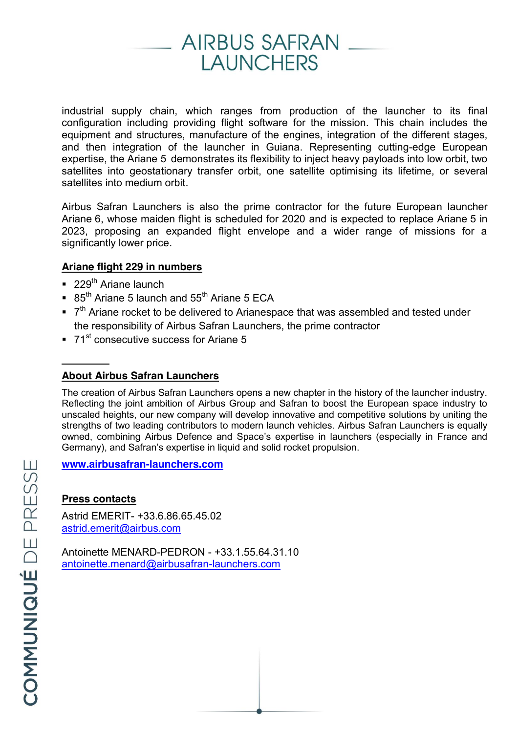industrial supply chain, which ranges from production of the launcher to its final configuration including providing flight software for the mission. This chain includes the equipment and structures, manufacture of the engines, integration of the different stages, and then integration of the launcher in Guiana. Representing cutting-edge European expertise, the Ariane 5 demonstrates its flexibility to inject heavy payloads into low orbit, two satellites into geostationary transfer orbit, one satellite optimising its lifetime, or several satellites into medium orbit.

Airbus Safran Launchers is also the prime contractor for the future European launcher Ariane 6, whose maiden flight is scheduled for 2020 and is expected to replace Ariane 5 in 2023, proposing an expanded flight envelope and a wider range of missions for a significantly lower price.

## Ariane flight 229 in numbers

- 229th Ariane launch
- 85th Ariane 5 launch and 55th Ariane 5 ECA
- 7th Ariane rocket to be delivered to Arianespace that was assembled and tested under the responsibility of Airbus Safran Launchers, the prime contractor
- 71st consecutive success for Ariane 5

---

## About Airbus Safran Launchers

The creation of Airbus Safran Launchers opens a new chapter in the history of the launcher industry. Reflecting the joint ambition of Airbus Group and Safran to boost the European space industry to unscaled heights, our new company will develop innovative and competitive solutions by uniting the strengths of two leading contributors to modern launch vehicles. Airbus Safran Launchers is equally owned, combining Airbus Defence and Space's expertise in launchers (especially in France and Germany), and Safran's expertise in liquid and solid rocket propulsion.

**www.airbusafran-launchers.com**

## Press contacts

Astrid EMERIT- +33.6.86.65.45.02
astrid.emerit@airbus.com

Antoinette MENARD-PEDRON - +33.1.55.64.31.10
antoinette.menard@airbusafran-launchers.com